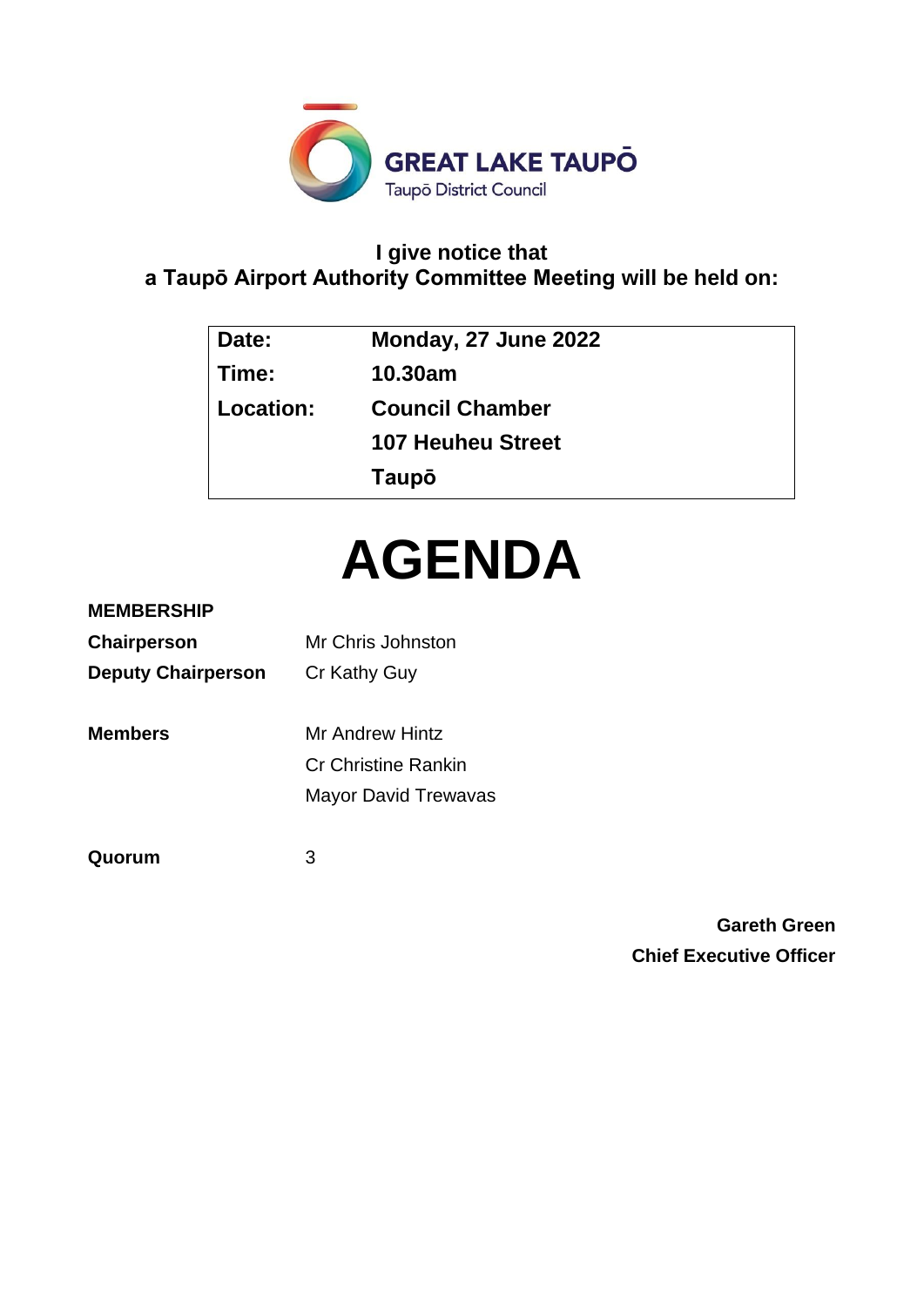GREAT LAKE TAUPŌ
Taupō District Council

**I give notice that**
**a Taupō Airport Authority Committee Meeting will be held on:**

| | |
|---|---|
| **Date:** | **Monday, 27 June 2022** |
| **Time:** | **10.30am** |
| **Location:** | **Council Chamber** |
| | **107 Heuheu Street** |
| | **Taupō** |

# AGENDA

**MEMBERSHIP**

| | |
|---|---|
| **Chairperson** | Mr Chris Johnston |
| **Deputy Chairperson** | Cr Kathy Guy |
| **Members** | Mr Andrew Hintz |
| | Cr Christine Rankin |
| | Mayor David Trewavas |
| **Quorum** | 3 |

**Gareth Green**
**Chief Executive Officer**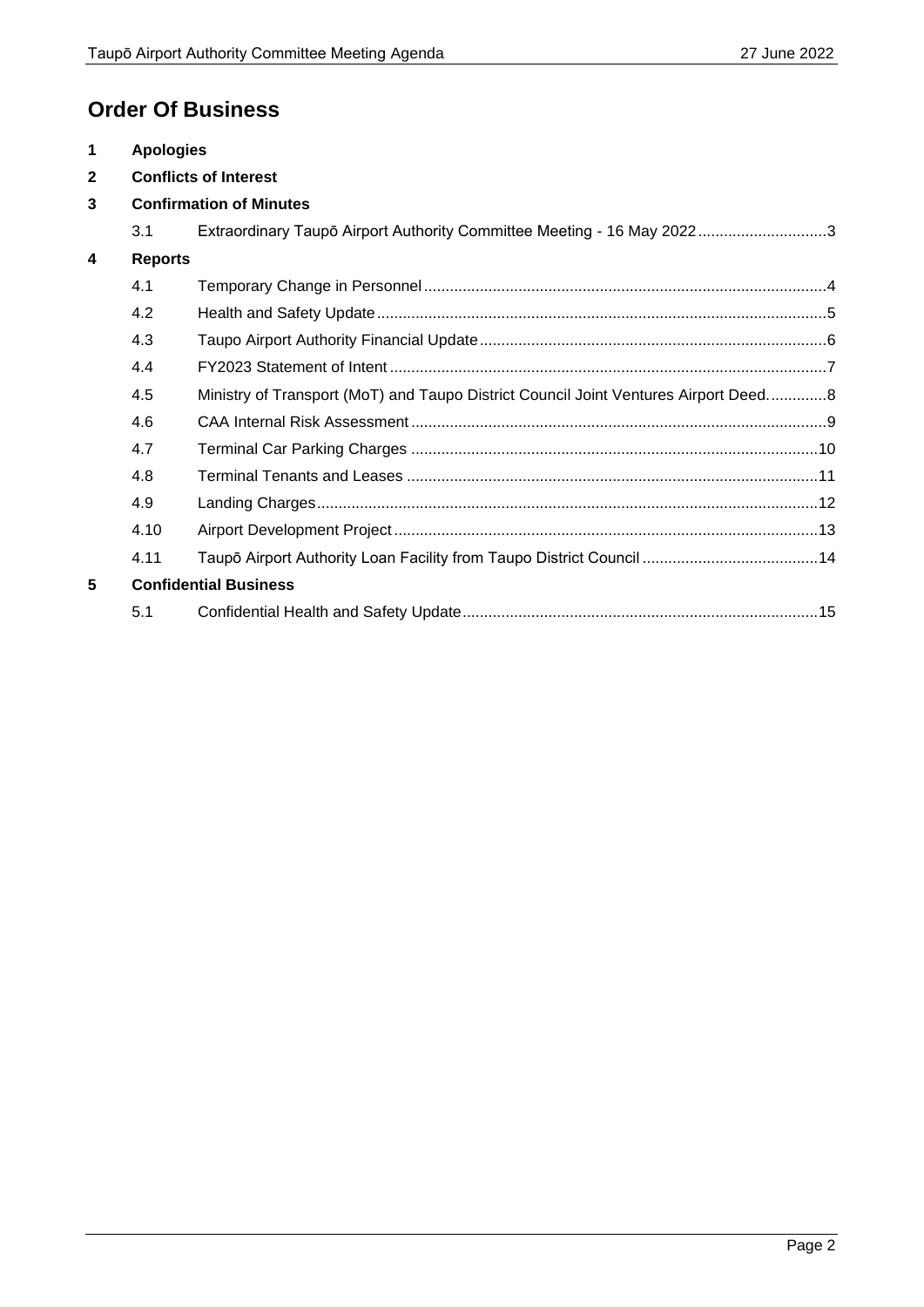# Order Of Business

**1 Apologies**

**2 Conflicts of Interest**

**3 Confirmation of Minutes**

3.1 Extraordinary Taupō Airport Authority Committee Meeting - 16 May 2022 ............................. 3

**4 Reports**

4.1 Temporary Change in Personnel ............................................................................................ 4

4.2 Health and Safety Update ....................................................................................................... 5

4.3 Taupo Airport Authority Financial Update ............................................................................... 6

4.4 FY2023 Statement of Intent .................................................................................................... 7

4.5 Ministry of Transport (MoT) and Taupo District Council Joint Ventures Airport Deed. ............ 8

4.6 CAA Internal Risk Assessment ............................................................................................... 9

4.7 Terminal Car Parking Charges .............................................................................................. 10

4.8 Terminal Tenants and Leases ............................................................................................... 11

4.9 Landing Charges .................................................................................................................... 12

4.10 Airport Development Project .................................................................................................. 13

4.11 Taupō Airport Authority Loan Facility from Taupo District Council ........................................ 14

**5 Confidential Business**

5.1 Confidential Health and Safety Update .................................................................................. 15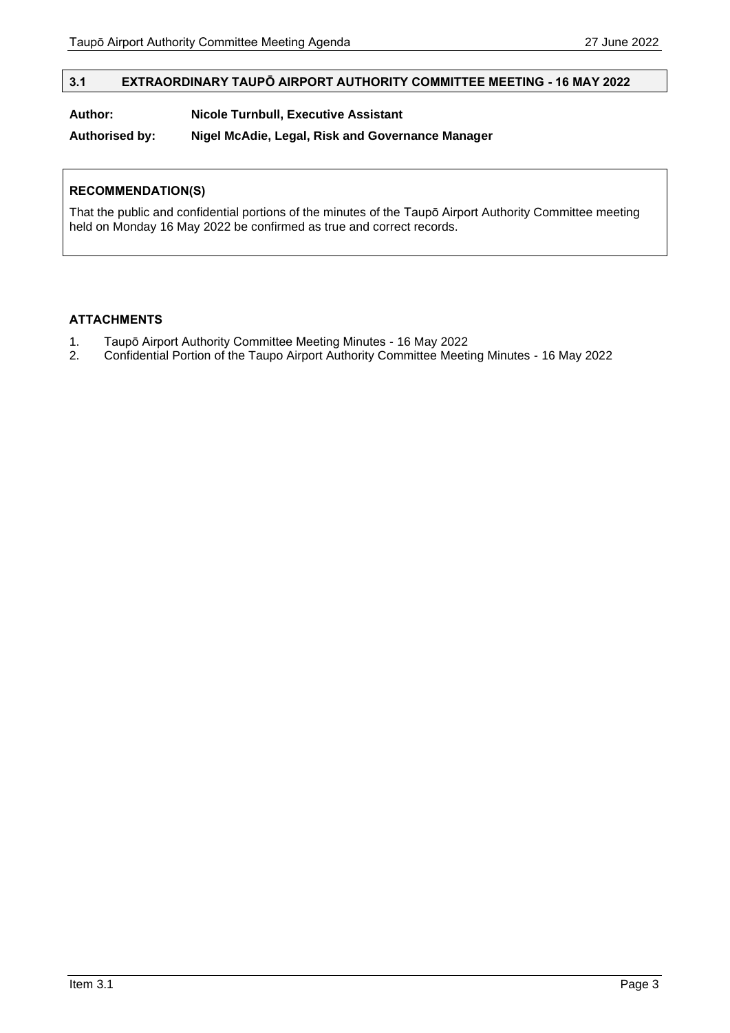## 3.1 EXTRAORDINARY TAUPŌ AIRPORT AUTHORITY COMMITTEE MEETING - 16 MAY 2022

**Author:** **Nicole Turnbull, Executive Assistant**

**Authorised by:** **Nigel McAdie, Legal, Risk and Governance Manager**

**RECOMMENDATION(S)**

That the public and confidential portions of the minutes of the Taupō Airport Authority Committee meeting held on Monday 16 May 2022 be confirmed as true and correct records.

**ATTACHMENTS**

1. Taupō Airport Authority Committee Meeting Minutes - 16 May 2022
2. Confidential Portion of the Taupo Airport Authority Committee Meeting Minutes - 16 May 2022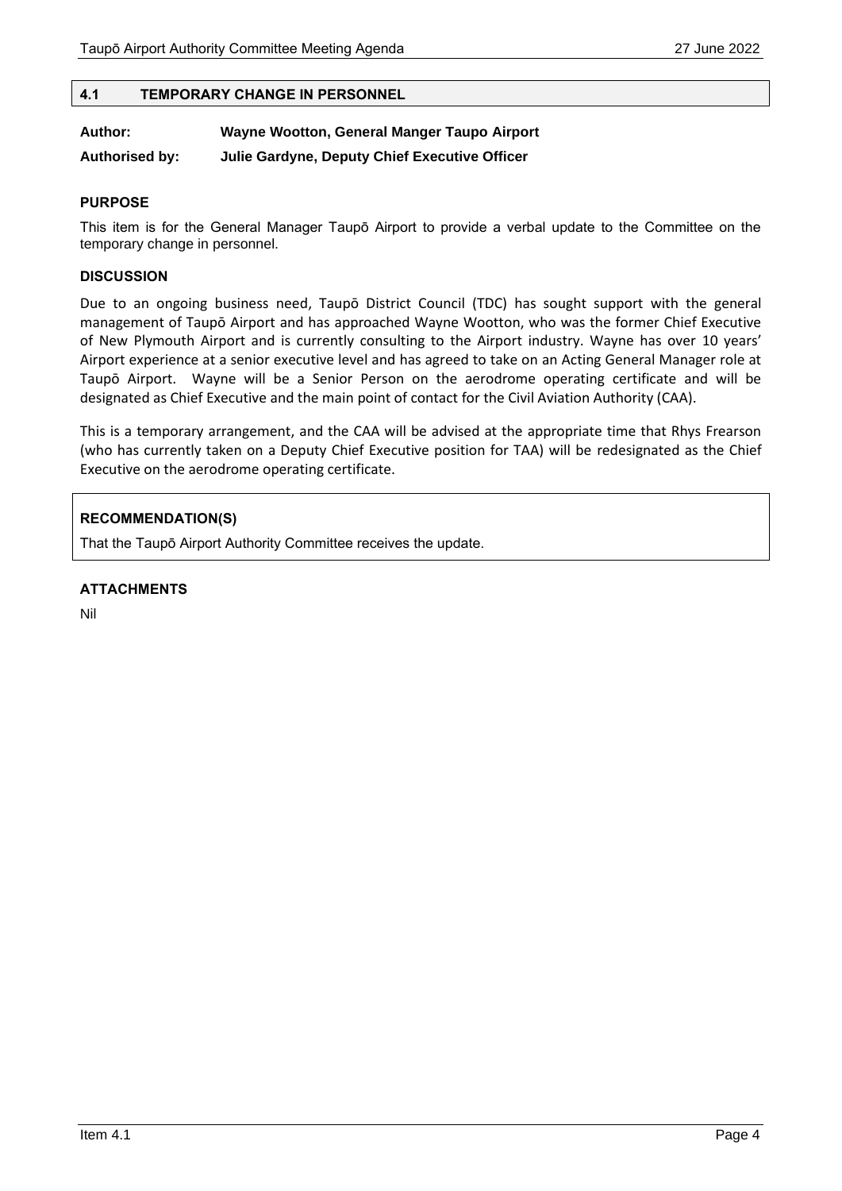## 4.1 TEMPORARY CHANGE IN PERSONNEL

**Author:** **Wayne Wootton, General Manger Taupo Airport**

**Authorised by:** **Julie Gardyne, Deputy Chief Executive Officer**

### PURPOSE

This item is for the General Manager Taupō Airport to provide a verbal update to the Committee on the temporary change in personnel.

### DISCUSSION

Due to an ongoing business need, Taupō District Council (TDC) has sought support with the general management of Taupō Airport and has approached Wayne Wootton, who was the former Chief Executive of New Plymouth Airport and is currently consulting to the Airport industry. Wayne has over 10 years' Airport experience at a senior executive level and has agreed to take on an Acting General Manager role at Taupō Airport. Wayne will be a Senior Person on the aerodrome operating certificate and will be designated as Chief Executive and the main point of contact for the Civil Aviation Authority (CAA).

This is a temporary arrangement, and the CAA will be advised at the appropriate time that Rhys Frearson (who has currently taken on a Deputy Chief Executive position for TAA) will be redesignated as the Chief Executive on the aerodrome operating certificate.

### RECOMMENDATION(S)

That the Taupō Airport Authority Committee receives the update.

### ATTACHMENTS

Nil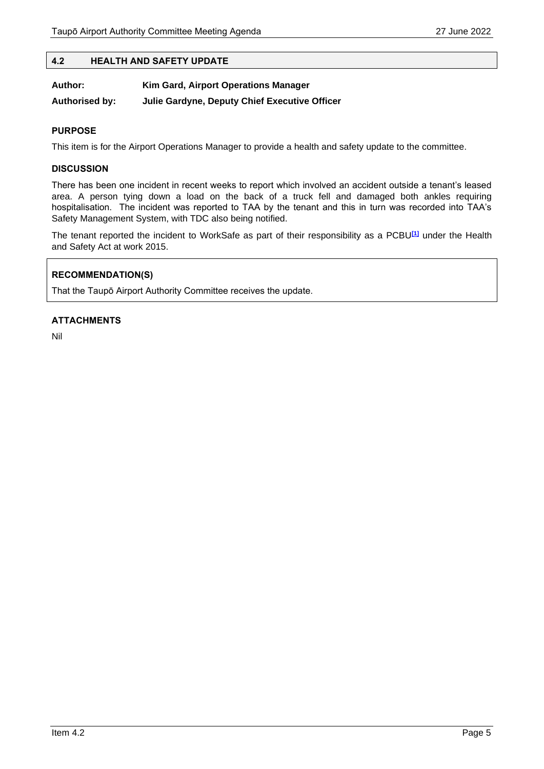## 4.2 HEALTH AND SAFETY UPDATE

**Author:** **Kim Gard, Airport Operations Manager**

**Authorised by:** **Julie Gardyne, Deputy Chief Executive Officer**

### PURPOSE

This item is for the Airport Operations Manager to provide a health and safety update to the committee.

### DISCUSSION

There has been one incident in recent weeks to report which involved an accident outside a tenant's leased area. A person tying down a load on the back of a truck fell and damaged both ankles requiring hospitalisation. The incident was reported to TAA by the tenant and this in turn was recorded into TAA's Safety Management System, with TDC also being notified.

The tenant reported the incident to WorkSafe as part of their responsibility as a PCBU[1] under the Health and Safety Act at work 2015.

### RECOMMENDATION(S)

That the Taupō Airport Authority Committee receives the update.

### ATTACHMENTS

Nil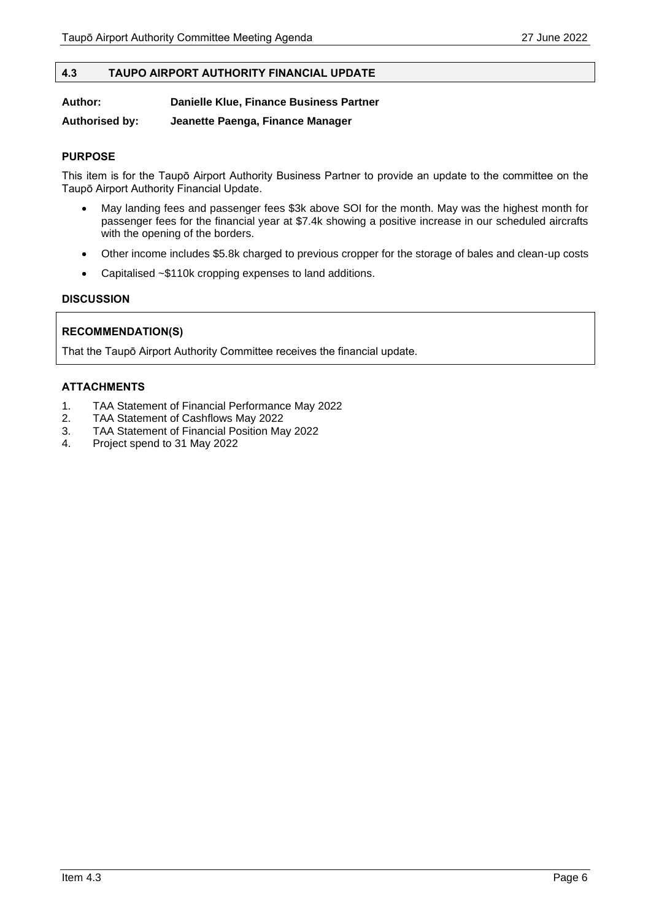## 4.3 TAUPO AIRPORT AUTHORITY FINANCIAL UPDATE

**Author:** **Danielle Klue, Finance Business Partner**

**Authorised by:** **Jeanette Paenga, Finance Manager**

### PURPOSE

This item is for the Taupō Airport Authority Business Partner to provide an update to the committee on the Taupō Airport Authority Financial Update.

- May landing fees and passenger fees $3k above SOI for the month. May was the highest month for passenger fees for the financial year at $7.4k showing a positive increase in our scheduled aircrafts with the opening of the borders.
- Other income includes $5.8k charged to previous cropper for the storage of bales and clean-up costs
- Capitalised ~$110k cropping expenses to land additions.

### DISCUSSION

### RECOMMENDATION(S)

That the Taupō Airport Authority Committee receives the financial update.

### ATTACHMENTS

1. TAA Statement of Financial Performance May 2022
2. TAA Statement of Cashflows May 2022
3. TAA Statement of Financial Position May 2022
4. Project spend to 31 May 2022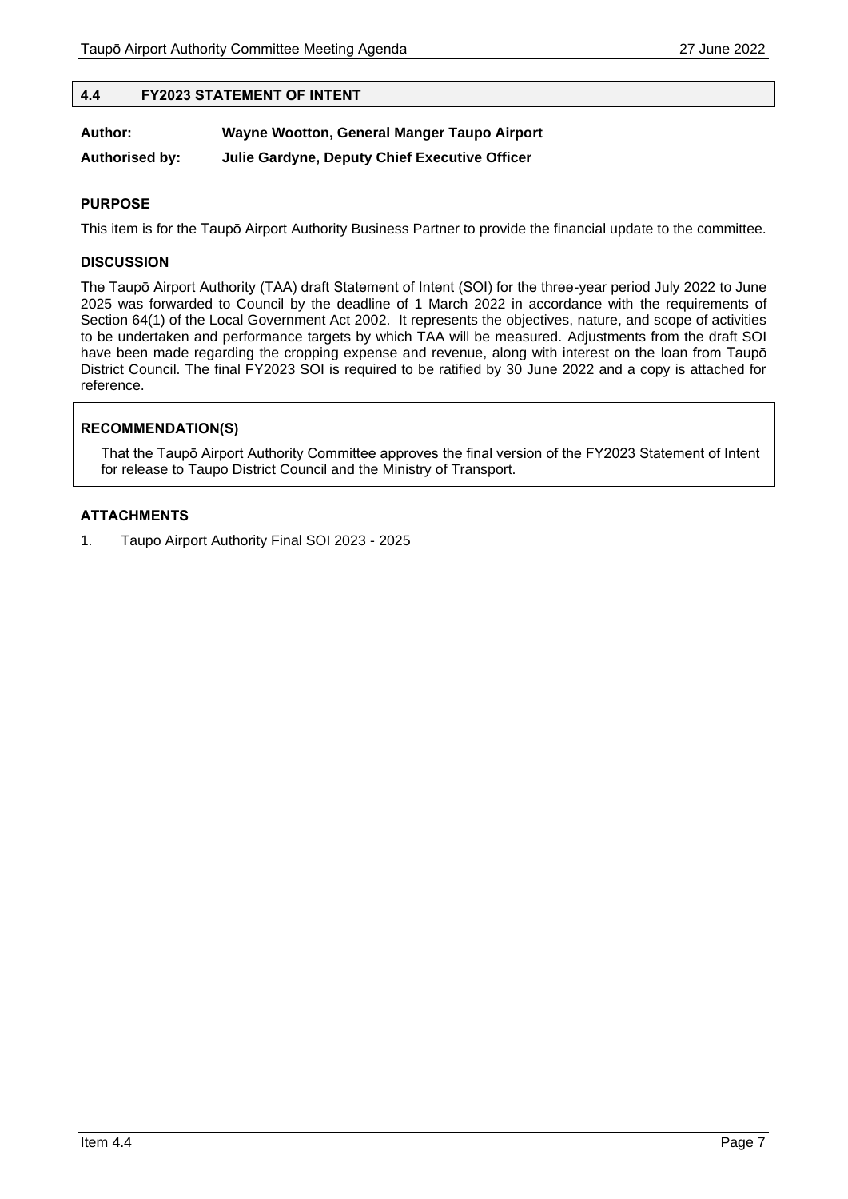## 4.4 FY2023 STATEMENT OF INTENT

**Author:** **Wayne Wootton, General Manger Taupo Airport**

**Authorised by:** **Julie Gardyne, Deputy Chief Executive Officer**

### PURPOSE

This item is for the Taupō Airport Authority Business Partner to provide the financial update to the committee.

### DISCUSSION

The Taupō Airport Authority (TAA) draft Statement of Intent (SOI) for the three-year period July 2022 to June 2025 was forwarded to Council by the deadline of 1 March 2022 in accordance with the requirements of Section 64(1) of the Local Government Act 2002. It represents the objectives, nature, and scope of activities to be undertaken and performance targets by which TAA will be measured. Adjustments from the draft SOI have been made regarding the cropping expense and revenue, along with interest on the loan from Taupō District Council. The final FY2023 SOI is required to be ratified by 30 June 2022 and a copy is attached for reference.

### RECOMMENDATION(S)

That the Taupō Airport Authority Committee approves the final version of the FY2023 Statement of Intent for release to Taupo District Council and the Ministry of Transport.

### ATTACHMENTS

1. Taupo Airport Authority Final SOI 2023 - 2025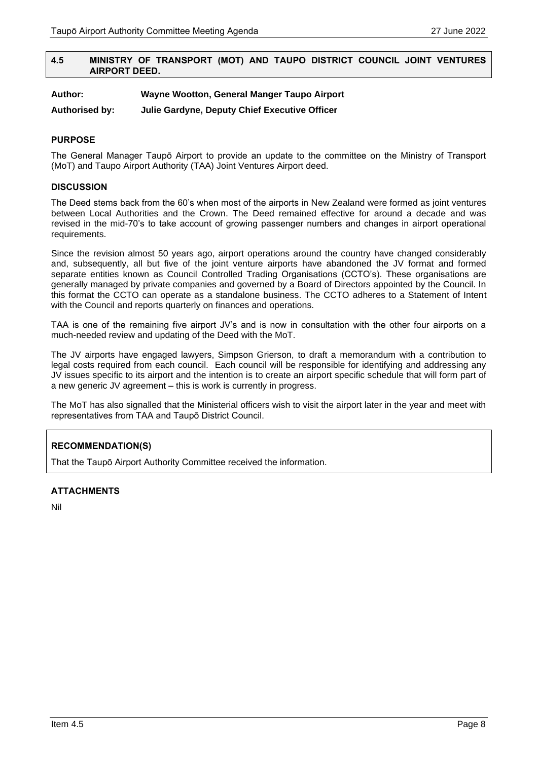## 4.5 MINISTRY OF TRANSPORT (MOT) AND TAUPO DISTRICT COUNCIL JOINT VENTURES AIRPORT DEED.

**Author:** **Wayne Wootton, General Manger Taupo Airport**

**Authorised by:** **Julie Gardyne, Deputy Chief Executive Officer**

### PURPOSE

The General Manager Taupō Airport to provide an update to the committee on the Ministry of Transport (MoT) and Taupo Airport Authority (TAA) Joint Ventures Airport deed.

### DISCUSSION

The Deed stems back from the 60's when most of the airports in New Zealand were formed as joint ventures between Local Authorities and the Crown. The Deed remained effective for around a decade and was revised in the mid-70's to take account of growing passenger numbers and changes in airport operational requirements.

Since the revision almost 50 years ago, airport operations around the country have changed considerably and, subsequently, all but five of the joint venture airports have abandoned the JV format and formed separate entities known as Council Controlled Trading Organisations (CCTO's). These organisations are generally managed by private companies and governed by a Board of Directors appointed by the Council. In this format the CCTO can operate as a standalone business. The CCTO adheres to a Statement of Intent with the Council and reports quarterly on finances and operations.

TAA is one of the remaining five airport JV's and is now in consultation with the other four airports on a much-needed review and updating of the Deed with the MoT.

The JV airports have engaged lawyers, Simpson Grierson, to draft a memorandum with a contribution to legal costs required from each council. Each council will be responsible for identifying and addressing any JV issues specific to its airport and the intention is to create an airport specific schedule that will form part of a new generic JV agreement – this is work is currently in progress.

The MoT has also signalled that the Ministerial officers wish to visit the airport later in the year and meet with representatives from TAA and Taupō District Council.

### RECOMMENDATION(S)

That the Taupō Airport Authority Committee received the information.

### ATTACHMENTS

Nil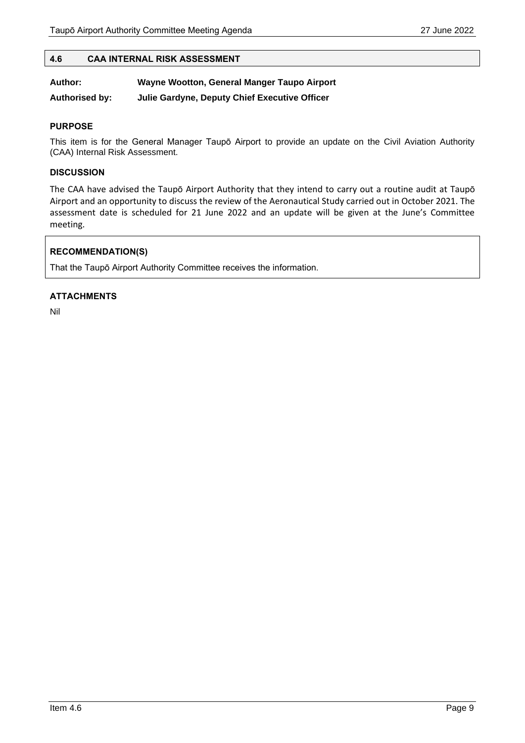## 4.6 CAA INTERNAL RISK ASSESSMENT

**Author:** **Wayne Wootton, General Manger Taupo Airport**

**Authorised by:** **Julie Gardyne, Deputy Chief Executive Officer**

### PURPOSE

This item is for the General Manager Taupō Airport to provide an update on the Civil Aviation Authority (CAA) Internal Risk Assessment.

### DISCUSSION

The CAA have advised the Taupō Airport Authority that they intend to carry out a routine audit at Taupō Airport and an opportunity to discuss the review of the Aeronautical Study carried out in October 2021. The assessment date is scheduled for 21 June 2022 and an update will be given at the June's Committee meeting.

### RECOMMENDATION(S)

That the Taupō Airport Authority Committee receives the information.

### ATTACHMENTS

Nil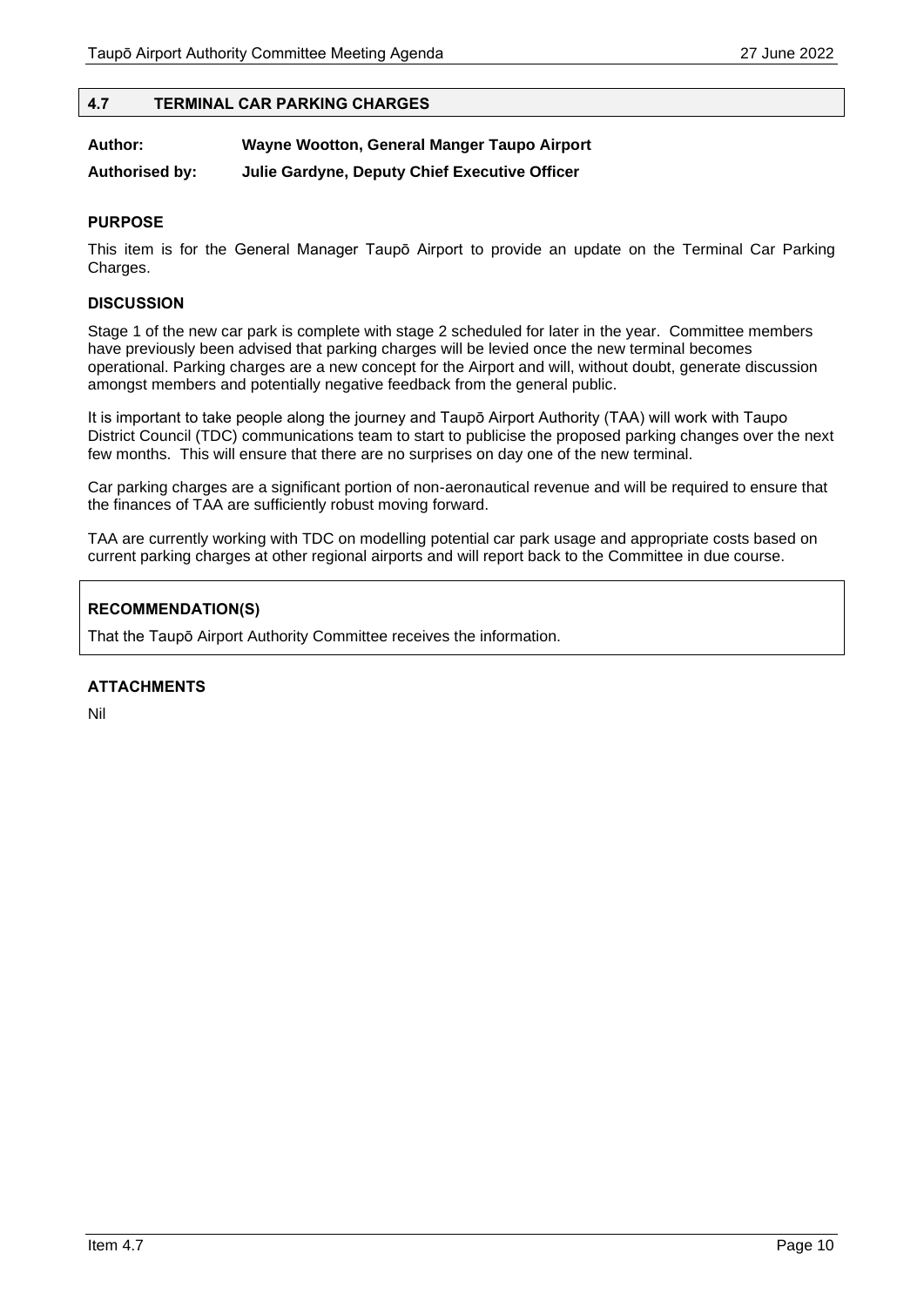## 4.7 TERMINAL CAR PARKING CHARGES

**Author:** **Wayne Wootton, General Manger Taupo Airport**

**Authorised by:** **Julie Gardyne, Deputy Chief Executive Officer**

### PURPOSE

This item is for the General Manager Taupō Airport to provide an update on the Terminal Car Parking Charges.

### DISCUSSION

Stage 1 of the new car park is complete with stage 2 scheduled for later in the year. Committee members have previously been advised that parking charges will be levied once the new terminal becomes operational. Parking charges are a new concept for the Airport and will, without doubt, generate discussion amongst members and potentially negative feedback from the general public.

It is important to take people along the journey and Taupō Airport Authority (TAA) will work with Taupo District Council (TDC) communications team to start to publicise the proposed parking changes over the next few months. This will ensure that there are no surprises on day one of the new terminal.

Car parking charges are a significant portion of non-aeronautical revenue and will be required to ensure that the finances of TAA are sufficiently robust moving forward.

TAA are currently working with TDC on modelling potential car park usage and appropriate costs based on current parking charges at other regional airports and will report back to the Committee in due course.

### RECOMMENDATION(S)

That the Taupō Airport Authority Committee receives the information.

### ATTACHMENTS

Nil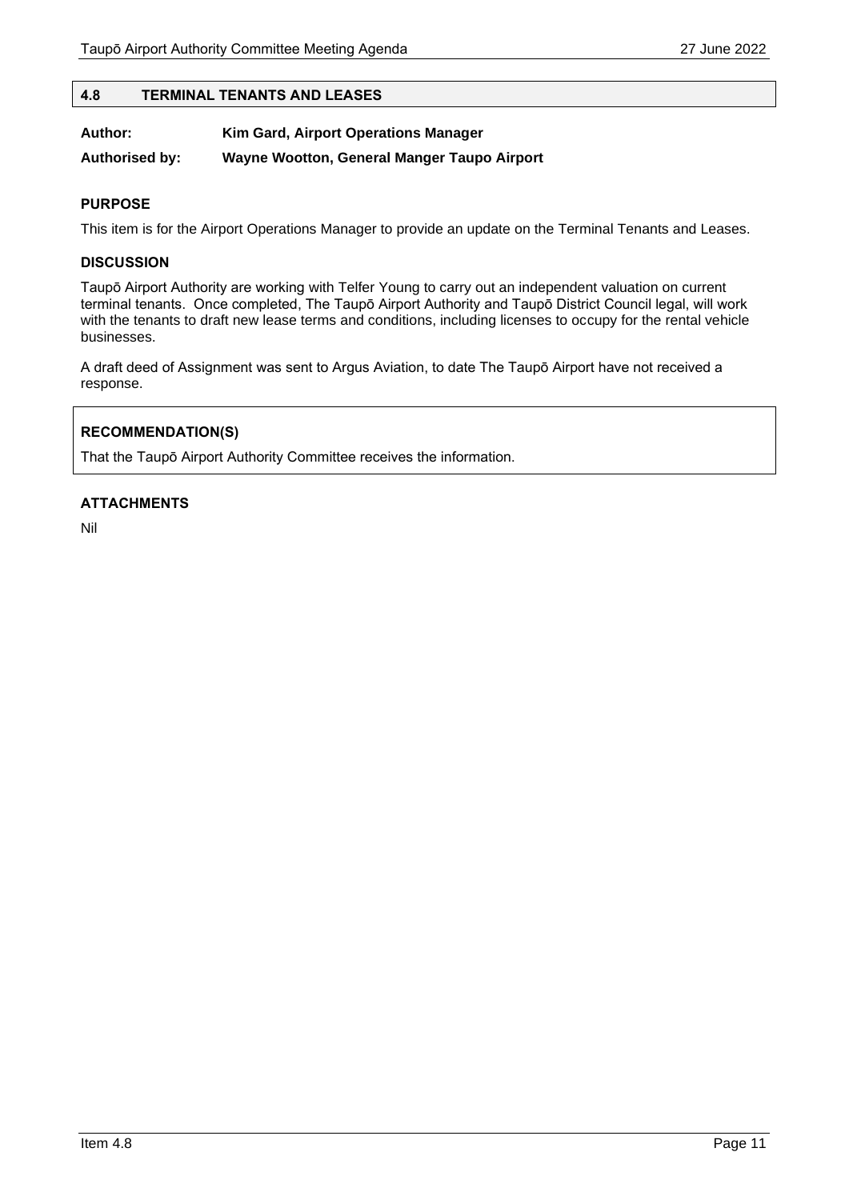## 4.8 TERMINAL TENANTS AND LEASES

**Author:** **Kim Gard, Airport Operations Manager**

**Authorised by:** **Wayne Wootton, General Manger Taupo Airport**

### PURPOSE

This item is for the Airport Operations Manager to provide an update on the Terminal Tenants and Leases.

### DISCUSSION

Taupō Airport Authority are working with Telfer Young to carry out an independent valuation on current terminal tenants. Once completed, The Taupō Airport Authority and Taupō District Council legal, will work with the tenants to draft new lease terms and conditions, including licenses to occupy for the rental vehicle businesses.

A draft deed of Assignment was sent to Argus Aviation, to date The Taupō Airport have not received a response.

### RECOMMENDATION(S)

That the Taupō Airport Authority Committee receives the information.

### ATTACHMENTS

Nil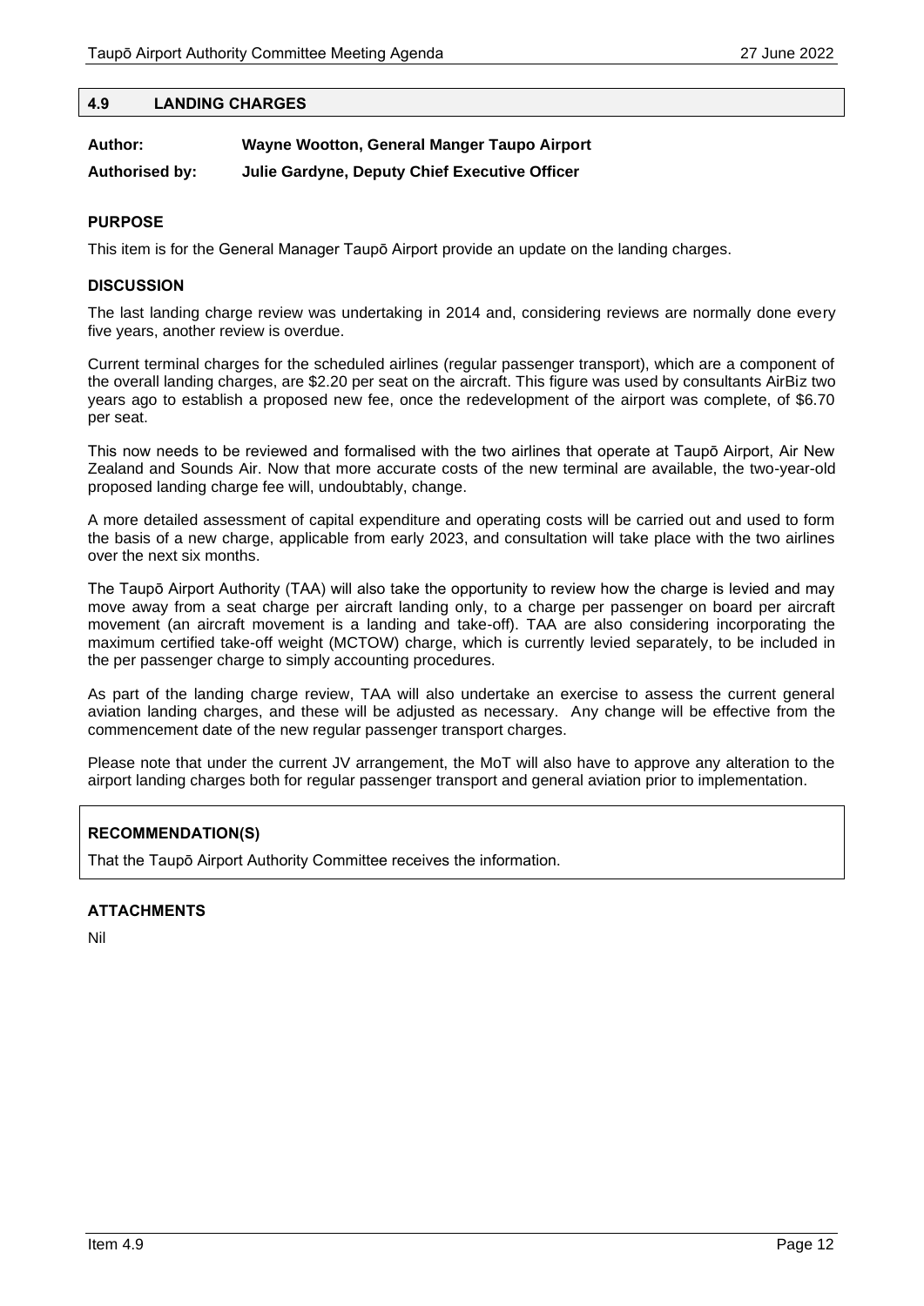## 4.9 LANDING CHARGES

**Author:** **Wayne Wootton, General Manger Taupo Airport**

**Authorised by:** **Julie Gardyne, Deputy Chief Executive Officer**

### PURPOSE

This item is for the General Manager Taupō Airport provide an update on the landing charges.

### DISCUSSION

The last landing charge review was undertaking in 2014 and, considering reviews are normally done every five years, another review is overdue.

Current terminal charges for the scheduled airlines (regular passenger transport), which are a component of the overall landing charges, are $2.20 per seat on the aircraft. This figure was used by consultants AirBiz two years ago to establish a proposed new fee, once the redevelopment of the airport was complete, of $6.70 per seat.

This now needs to be reviewed and formalised with the two airlines that operate at Taupō Airport, Air New Zealand and Sounds Air. Now that more accurate costs of the new terminal are available, the two-year-old proposed landing charge fee will, undoubtably, change.

A more detailed assessment of capital expenditure and operating costs will be carried out and used to form the basis of a new charge, applicable from early 2023, and consultation will take place with the two airlines over the next six months.

The Taupō Airport Authority (TAA) will also take the opportunity to review how the charge is levied and may move away from a seat charge per aircraft landing only, to a charge per passenger on board per aircraft movement (an aircraft movement is a landing and take-off). TAA are also considering incorporating the maximum certified take-off weight (MCTOW) charge, which is currently levied separately, to be included in the per passenger charge to simply accounting procedures.

As part of the landing charge review, TAA will also undertake an exercise to assess the current general aviation landing charges, and these will be adjusted as necessary. Any change will be effective from the commencement date of the new regular passenger transport charges.

Please note that under the current JV arrangement, the MoT will also have to approve any alteration to the airport landing charges both for regular passenger transport and general aviation prior to implementation.

### RECOMMENDATION(S)

That the Taupō Airport Authority Committee receives the information.

### ATTACHMENTS

Nil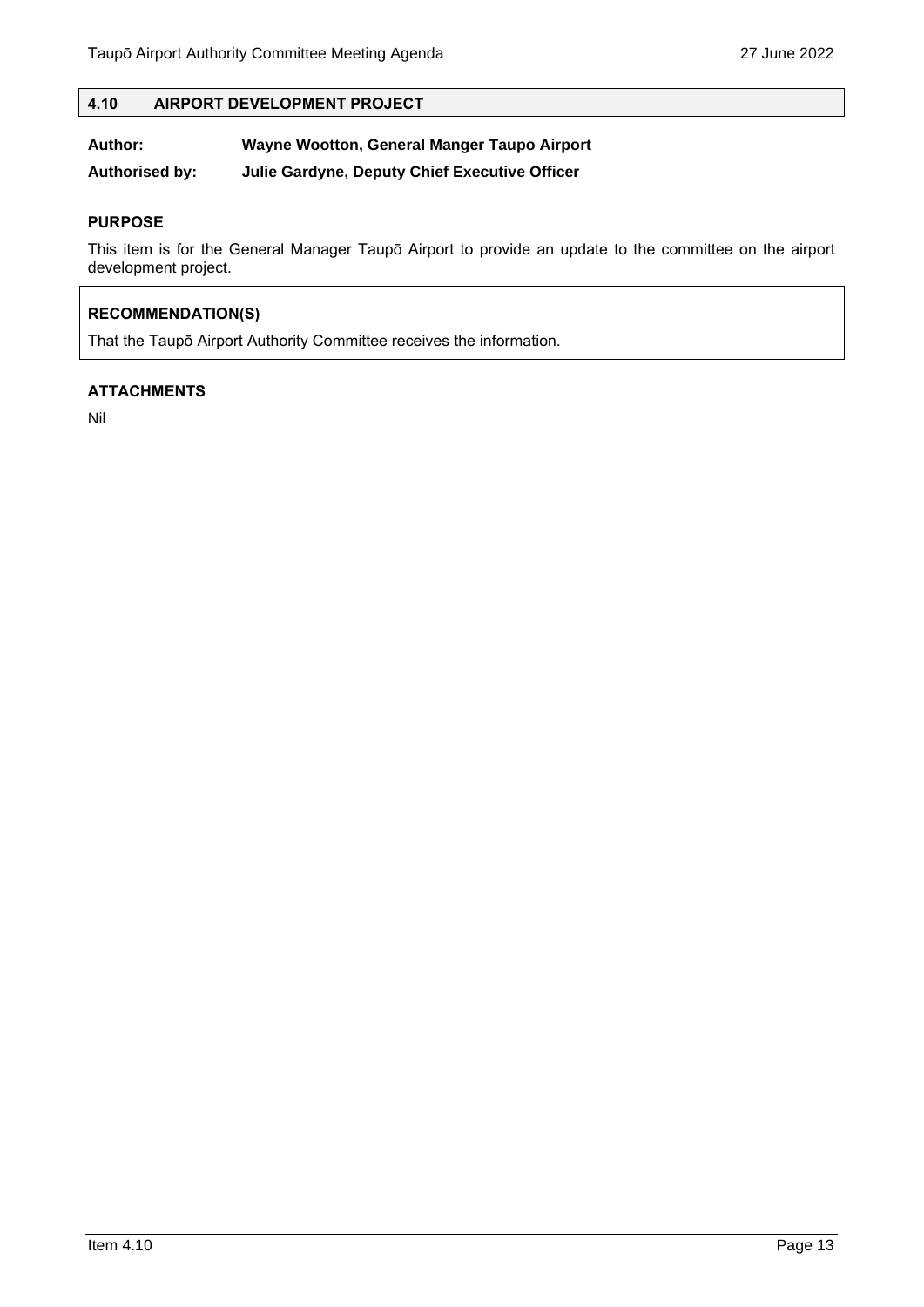## 4.10 AIRPORT DEVELOPMENT PROJECT

**Author:** **Wayne Wootton, General Manger Taupo Airport**

**Authorised by:** **Julie Gardyne, Deputy Chief Executive Officer**

### PURPOSE

This item is for the General Manager Taupō Airport to provide an update to the committee on the airport development project.

### RECOMMENDATION(S)

That the Taupō Airport Authority Committee receives the information.

### ATTACHMENTS

Nil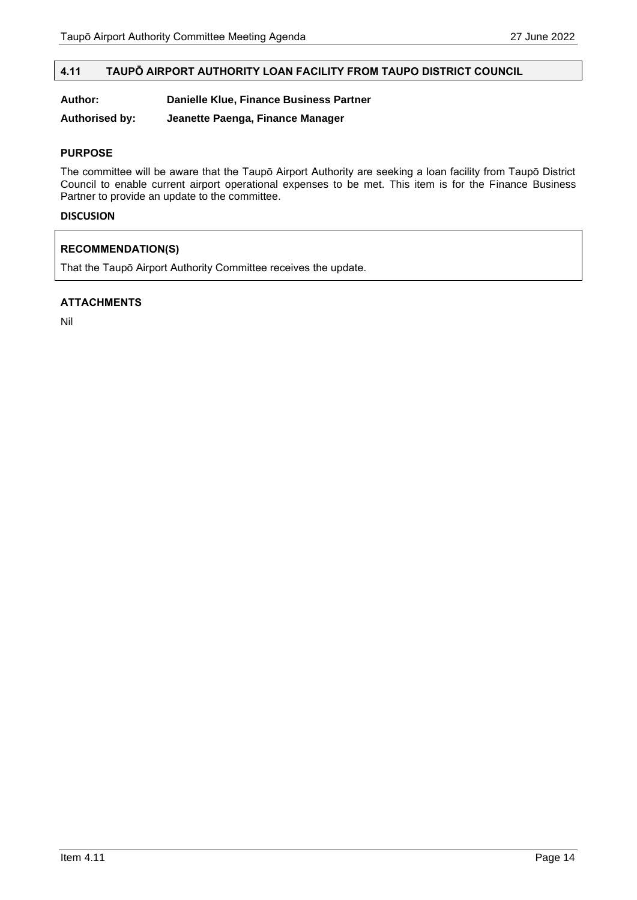## 4.11 TAUPŌ AIRPORT AUTHORITY LOAN FACILITY FROM TAUPO DISTRICT COUNCIL

**Author:** **Danielle Klue, Finance Business Partner**

**Authorised by:** **Jeanette Paenga, Finance Manager**

### PURPOSE

The committee will be aware that the Taupō Airport Authority are seeking a loan facility from Taupō District Council to enable current airport operational expenses to be met. This item is for the Finance Business Partner to provide an update to the committee.

### DISCUSION

### RECOMMENDATION(S)

That the Taupō Airport Authority Committee receives the update.

### ATTACHMENTS

Nil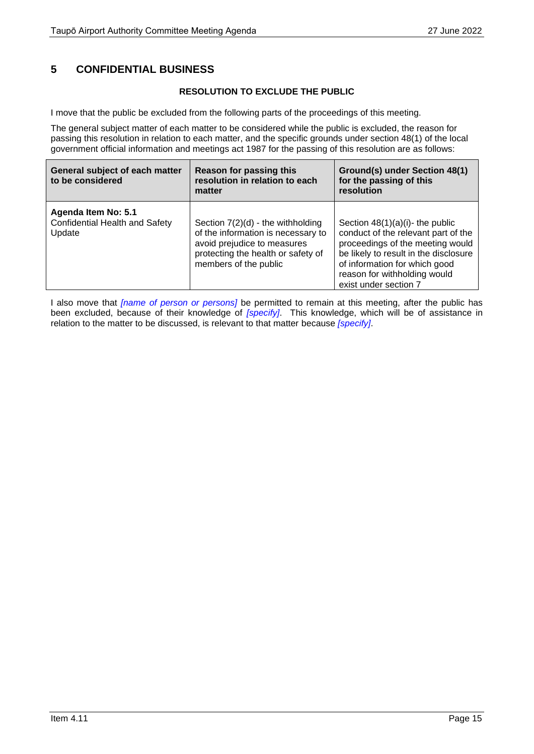## 5 CONFIDENTIAL BUSINESS

**RESOLUTION TO EXCLUDE THE PUBLIC**

I move that the public be excluded from the following parts of the proceedings of this meeting.

The general subject matter of each matter to be considered while the public is excluded, the reason for passing this resolution in relation to each matter, and the specific grounds under section 48(1) of the local government official information and meetings act 1987 for the passing of this resolution are as follows:

| General subject of each matter to be considered | Reason for passing this resolution in relation to each matter | Ground(s) under Section 48(1) for the passing of this resolution |
|---|---|---|
| **Agenda Item No: 5.1** Confidential Health and Safety Update | Section 7(2)(d) - the withholding of the information is necessary to avoid prejudice to measures protecting the health or safety of members of the public | Section 48(1)(a)(i)- the public conduct of the relevant part of the proceedings of the meeting would be likely to result in the disclosure of information for which good reason for withholding would exist under section 7 |

I also move that *[name of person or persons]* be permitted to remain at this meeting, after the public has been excluded, because of their knowledge of *[specify]*. This knowledge, which will be of assistance in relation to the matter to be discussed, is relevant to that matter because *[specify]*.